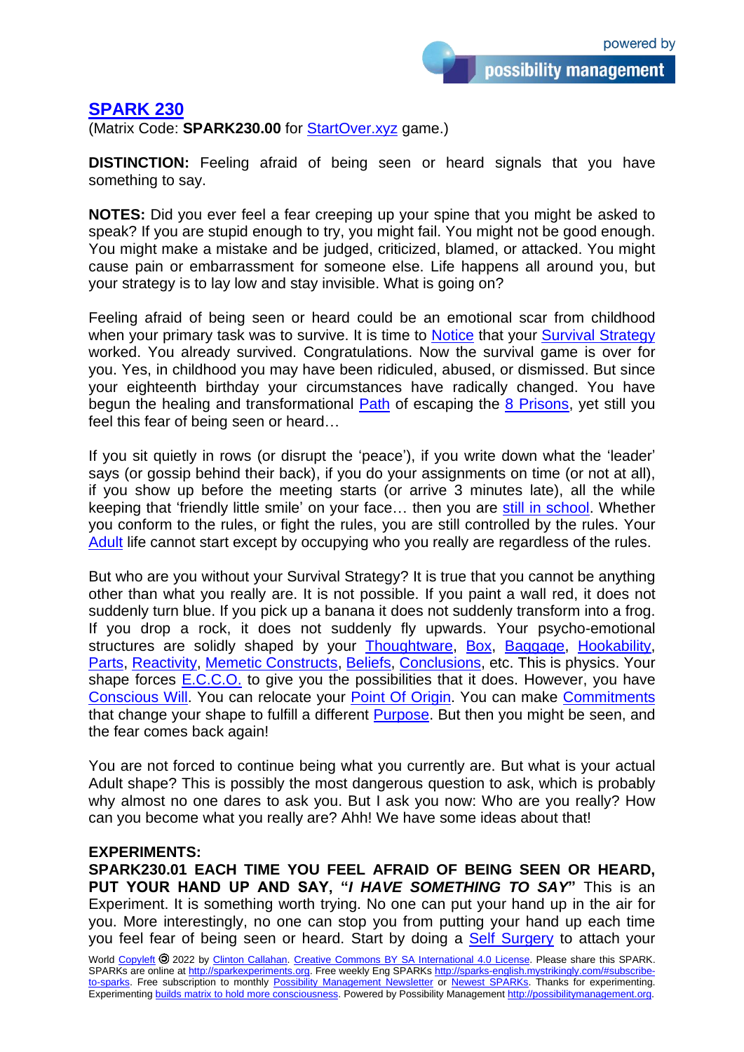## SPARK 230

(Matrix Code: **SPARK230.00** for StartOver.xyz game.)

**DISTINCTION:** Feeling afraid of being seen or heard signals that you have something to say.

**NOTES:** Did you ever feel a fear creeping up your spine that you might be asked to speak? If you are stupid enough to try, you might fail. You might not be good enough. You might make a mistake and be judged, criticized, blamed, or attacked. You might cause pain or embarrassment for someone else. Life happens all around you, but your strategy is to lay low and stay invisible. What is going on?

Feeling afraid of being seen or heard could be an emotional scar from childhood when your primary task was to survive. It is time to Notice that your Survival Strategy worked. You already survived. Congratulations. Now the survival game is over for you. Yes, in childhood you may have been ridiculed, abused, or dismissed. But since your eighteenth birthday your circumstances have radically changed. You have begun the healing and transformational Path of escaping the 8 Prisons, yet still you feel this fear of being seen or heard…

If you sit quietly in rows (or disrupt the 'peace'), if you write down what the 'leader' says (or gossip behind their back), if you do your assignments on time (or not at all), if you show up before the meeting starts (or arrive 3 minutes late), all the while keeping that 'friendly little smile' on your face… then you are still in school. Whether you conform to the rules, or fight the rules, you are still controlled by the rules. Your Adult life cannot start except by occupying who you really are regardless of the rules.

But who are you without your Survival Strategy? It is true that you cannot be anything other than what you really are. It is not possible. If you paint a wall red, it does not suddenly turn blue. If you pick up a banana it does not suddenly transform into a frog. If you drop a rock, it does not suddenly fly upwards. Your psycho-emotional structures are solidly shaped by your Thoughtware, Box, Baggage, Hookability, Parts, Reactivity, Memetic Constructs, Beliefs, Conclusions, etc. This is physics. Your shape forces E.C.C.O. to give you the possibilities that it does. However, you have Conscious Will. You can relocate your Point Of Origin. You can make Commitments that change your shape to fulfill a different Purpose. But then you might be seen, and the fear comes back again!

You are not forced to continue being what you currently are. But what is your actual Adult shape? This is possibly the most dangerous question to ask, which is probably why almost no one dares to ask you. But I ask you now: Who are you really? How can you become what you really are? Ahh! We have some ideas about that!

**EXPERIMENTS:**

**SPARK230.01 EACH TIME YOU FEEL AFRAID OF BEING SEEN OR HEARD, PUT YOUR HAND UP AND SAY, "*I HAVE SOMETHING TO SAY*"** This is an Experiment. It is something worth trying. No one can put your hand up in the air for you. More interestingly, no one can stop you from putting your hand up each time you feel fear of being seen or heard. Start by doing a Self Surgery to attach your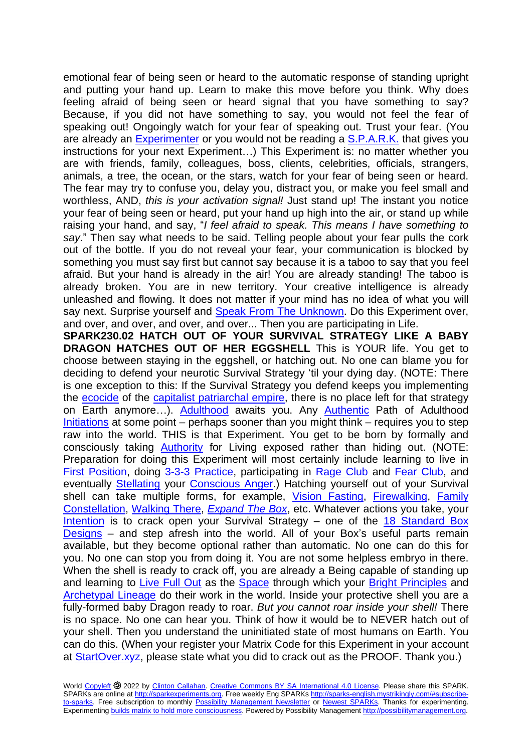emotional fear of being seen or heard to the automatic response of standing upright and putting your hand up. Learn to make this move before you think. Why does feeling afraid of being seen or heard signal that you have something to say? Because, if you did not have something to say, you would not feel the fear of speaking out! Ongoingly watch for your fear of speaking out. Trust your fear. (You are already an Experimenter or you would not be reading a S.P.A.R.K. that gives you instructions for your next Experiment…) This Experiment is: no matter whether you are with friends, family, colleagues, boss, clients, celebrities, officials, strangers, animals, a tree, the ocean, or the stars, watch for your fear of being seen or heard. The fear may try to confuse you, delay you, distract you, or make you feel small and worthless, AND, *this is your activation signal!* Just stand up! The instant you notice your fear of being seen or heard, put your hand up high into the air, or stand up while raising your hand, and say, "*I feel afraid to speak. This means I have something to say.*" Then say what needs to be said. Telling people about your fear pulls the cork out of the bottle. If you do not reveal your fear, your communication is blocked by something you must say first but cannot say because it is a taboo to say that you feel afraid. But your hand is already in the air! You are already standing! The taboo is already broken. You are in new territory. Your creative intelligence is already unleashed and flowing. It does not matter if your mind has no idea of what you will say next. Surprise yourself and Speak From The Unknown. Do this Experiment over, and over, and over, and over, and over... Then you are participating in Life.

**SPARK230.02 HATCH OUT OF YOUR SURVIVAL STRATEGY LIKE A BABY DRAGON HATCHES OUT OF HER EGGSHELL** This is YOUR life. You get to choose between staying in the eggshell, or hatching out. No one can blame you for deciding to defend your neurotic Survival Strategy 'til your dying day. (NOTE: There is one exception to this: If the Survival Strategy you defend keeps you implementing the ecocide of the capitalist patriarchal empire, there is no place left for that strategy on Earth anymore…). Adulthood awaits you. Any Authentic Path of Adulthood Initiations at some point – perhaps sooner than you might think – requires you to step raw into the world. THIS is that Experiment. You get to be born by formally and consciously taking Authority for Living exposed rather than hiding out. (NOTE: Preparation for doing this Experiment will most certainly include learning to live in First Position, doing 3-3-3 Practice, participating in Rage Club and Fear Club, and eventually Stellating your Conscious Anger.) Hatching yourself out of your Survival shell can take multiple forms, for example, Vision Fasting, Firewalking, Family Constellation, Walking There, *Expand The Box*, etc. Whatever actions you take, your Intention is to crack open your Survival Strategy – one of the 18 Standard Box Designs – and step afresh into the world. All of your Box's useful parts remain available, but they become optional rather than automatic. No one can do this for you. No one can stop you from doing it. You are not some helpless embryo in there. When the shell is ready to crack off, you are already a Being capable of standing up and learning to Live Full Out as the Space through which your Bright Principles and Archetypal Lineage do their work in the world. Inside your protective shell you are a fully-formed baby Dragon ready to roar. *But you cannot roar inside your shell!* There is no space. No one can hear you. Think of how it would be to NEVER hatch out of your shell. Then you understand the uninitiated state of most humans on Earth. You can do this. (When your register your Matrix Code for this Experiment in your account at StartOver.xyz, please state what you did to crack out as the PROOF. Thank you.)

World Copyleft 🄯 2022 by Clinton Callahan. Creative Commons BY SA International 4.0 License. Please share this SPARK. SPARKs are online at http://sparkexperiments.org. Free weekly Eng SPARKs http://sparks-english.mystrikingly.com/#subscribe-to-sparks. Free subscription to monthly Possibility Management Newsletter or Newest SPARKs. Thanks for experimenting. Experimenting builds matrix to hold more consciousness. Powered by Possibility Management http://possibilitymanagement.org.